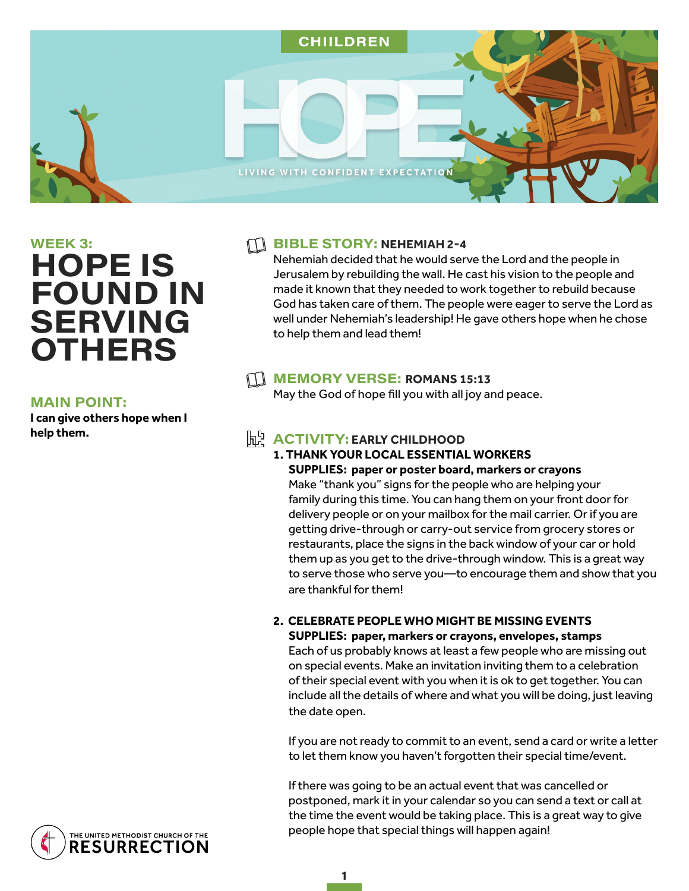CHIILDREN

# HOPE

LIVING WITH CONFIDENT EXPECTATION

## WEEK 3: HOPE IS FOUND IN SERVING OTHERS

### MAIN POINT:

**I can give others hope when I help them.**

### BIBLE STORY: NEHEMIAH 2-4

Nehemiah decided that he would serve the Lord and the people in Jerusalem by rebuilding the wall. He cast his vision to the people and made it known that they needed to work together to rebuild because God has taken care of them. The people were eager to serve the Lord as well under Nehemiah's leadership! He gave others hope when he chose to help them and lead them!

### MEMORY VERSE: ROMANS 15:13

May the God of hope fill you with all joy and peace.

### ACTIVITY: EARLY CHILDHOOD

**1. THANK YOUR LOCAL ESSENTIAL WORKERS**

**SUPPLIES: paper or poster board, markers or crayons**

Make "thank you" signs for the people who are helping your family during this time. You can hang them on your front door for delivery people or on your mailbox for the mail carrier. Or if you are getting drive-through or carry-out service from grocery stores or restaurants, place the signs in the back window of your car or hold them up as you get to the drive-through window. This is a great way to serve those who serve you—to encourage them and show that you are thankful for them!

**2. CELEBRATE PEOPLE WHO MIGHT BE MISSING EVENTS**

**SUPPLIES: paper, markers or crayons, envelopes, stamps**

Each of us probably knows at least a few people who are missing out on special events. Make an invitation inviting them to a celebration of their special event with you when it is ok to get together. You can include all the details of where and what you will be doing, just leaving the date open.

If you are not ready to commit to an event, send a card or write a letter to let them know you haven't forgotten their special time/event.

If there was going to be an actual event that was cancelled or postponed, mark it in your calendar so you can send a text or call at the time the event would be taking place. This is a great way to give people hope that special things will happen again!

THE UNITED METHODIST CHURCH OF THE RESURRECTION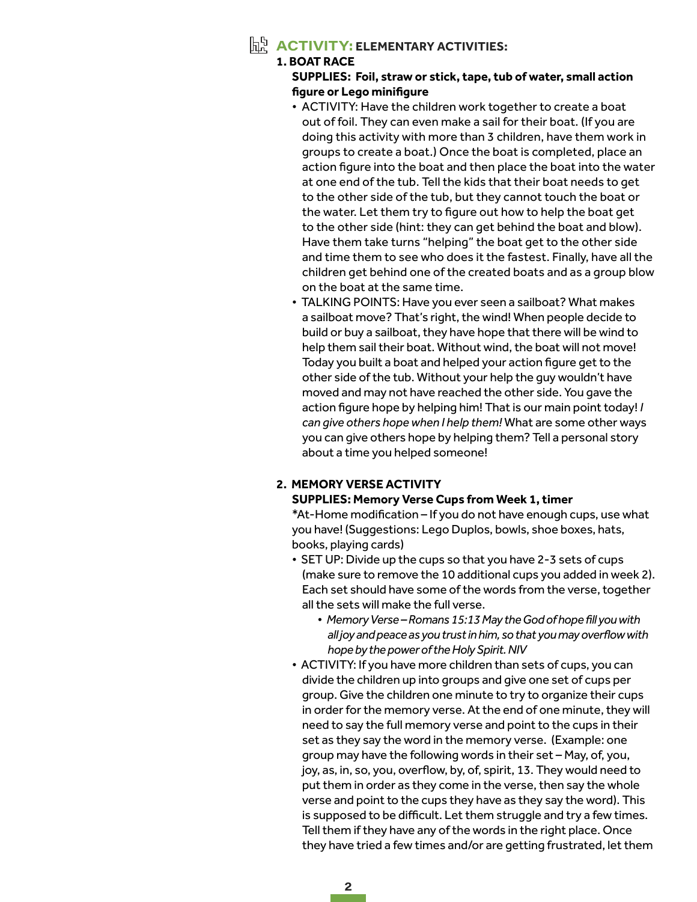## ACTIVITY: ELEMENTARY ACTIVITIES:

### 1. BOAT RACE

**SUPPLIES: Foil, straw or stick, tape, tub of water, small action figure or Lego minifigure**

- ACTIVITY: Have the children work together to create a boat out of foil. They can even make a sail for their boat. (If you are doing this activity with more than 3 children, have them work in groups to create a boat.) Once the boat is completed, place an action figure into the boat and then place the boat into the water at one end of the tub. Tell the kids that their boat needs to get to the other side of the tub, but they cannot touch the boat or the water. Let them try to figure out how to help the boat get to the other side (hint: they can get behind the boat and blow). Have them take turns "helping" the boat get to the other side and time them to see who does it the fastest. Finally, have all the children get behind one of the created boats and as a group blow on the boat at the same time.
- TALKING POINTS: Have you ever seen a sailboat? What makes a sailboat move? That's right, the wind! When people decide to build or buy a sailboat, they have hope that there will be wind to help them sail their boat. Without wind, the boat will not move! Today you built a boat and helped your action figure get to the other side of the tub. Without your help the guy wouldn't have moved and may not have reached the other side. You gave the action figure hope by helping him! That is our main point today! *I can give others hope when I help them!* What are some other ways you can give others hope by helping them? Tell a personal story about a time you helped someone!

### 2. MEMORY VERSE ACTIVITY

**SUPPLIES: Memory Verse Cups from Week 1, timer**

*At-Home modification – If you do not have enough cups, use what you have! (Suggestions: Lego Duplos, bowls, shoe boxes, hats, books, playing cards)

- SET UP: Divide up the cups so that you have 2-3 sets of cups (make sure to remove the 10 additional cups you added in week 2). Each set should have some of the words from the verse, together all the sets will make the full verse.
  - *Memory Verse – Romans 15:13 May the God of hope fill you with all joy and peace as you trust in him, so that you may overflow with hope by the power of the Holy Spirit. NIV*
- ACTIVITY: If you have more children than sets of cups, you can divide the children up into groups and give one set of cups per group. Give the children one minute to try to organize their cups in order for the memory verse. At the end of one minute, they will need to say the full memory verse and point to the cups in their set as they say the word in the memory verse. (Example: one group may have the following words in their set – May, of, you, joy, as, in, so, you, overflow, by, of, spirit, 13. They would need to put them in order as they come in the verse, then say the whole verse and point to the cups they have as they say the word). This is supposed to be difficult. Let them struggle and try a few times. Tell them if they have any of the words in the right place. Once they have tried a few times and/or are getting frustrated, let them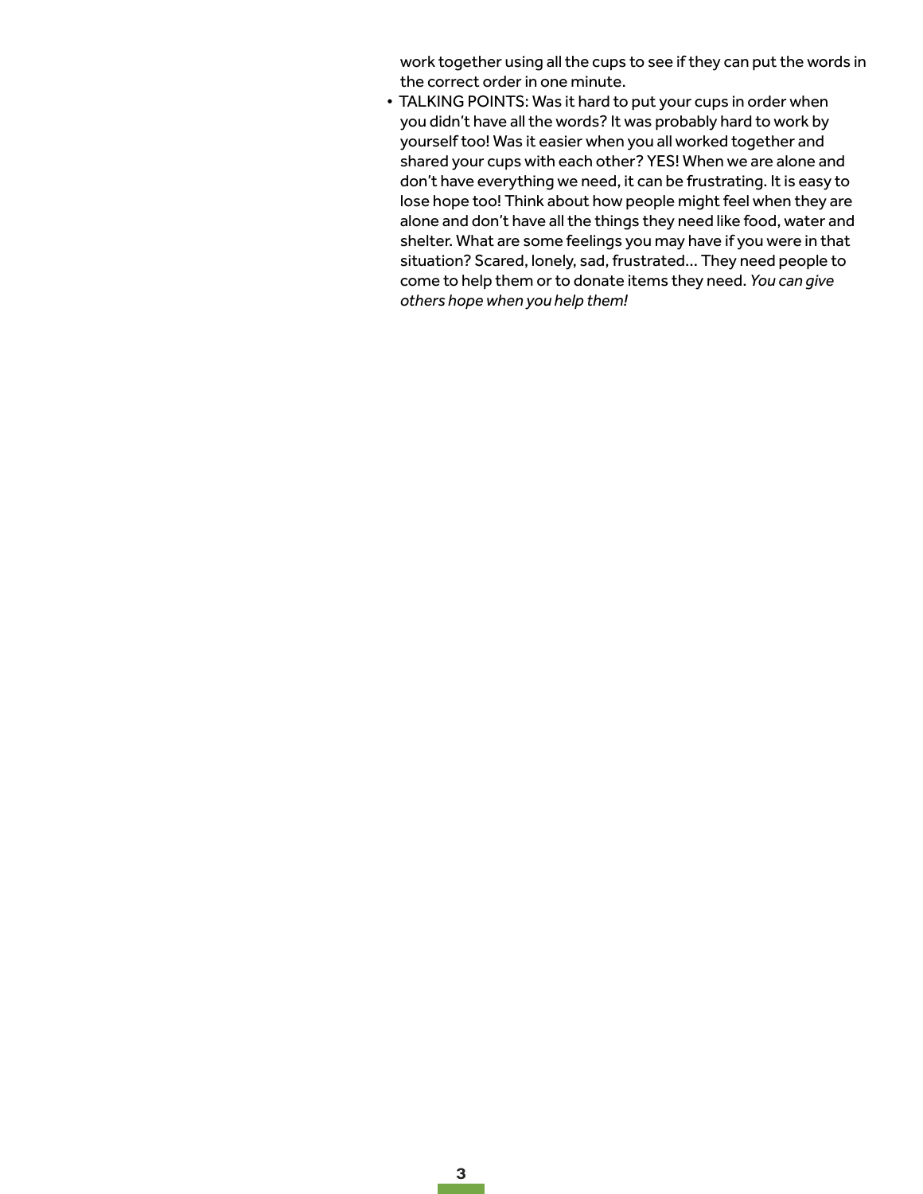work together using all the cups to see if they can put the words in the correct order in one minute.

- TALKING POINTS: Was it hard to put your cups in order when you didn't have all the words? It was probably hard to work by yourself too! Was it easier when you all worked together and shared your cups with each other? YES! When we are alone and don't have everything we need, it can be frustrating. It is easy to lose hope too! Think about how people might feel when they are alone and don't have all the things they need like food, water and shelter. What are some feelings you may have if you were in that situation? Scared, lonely, sad, frustrated… They need people to come to help them or to donate items they need. *You can give others hope when you help them!*